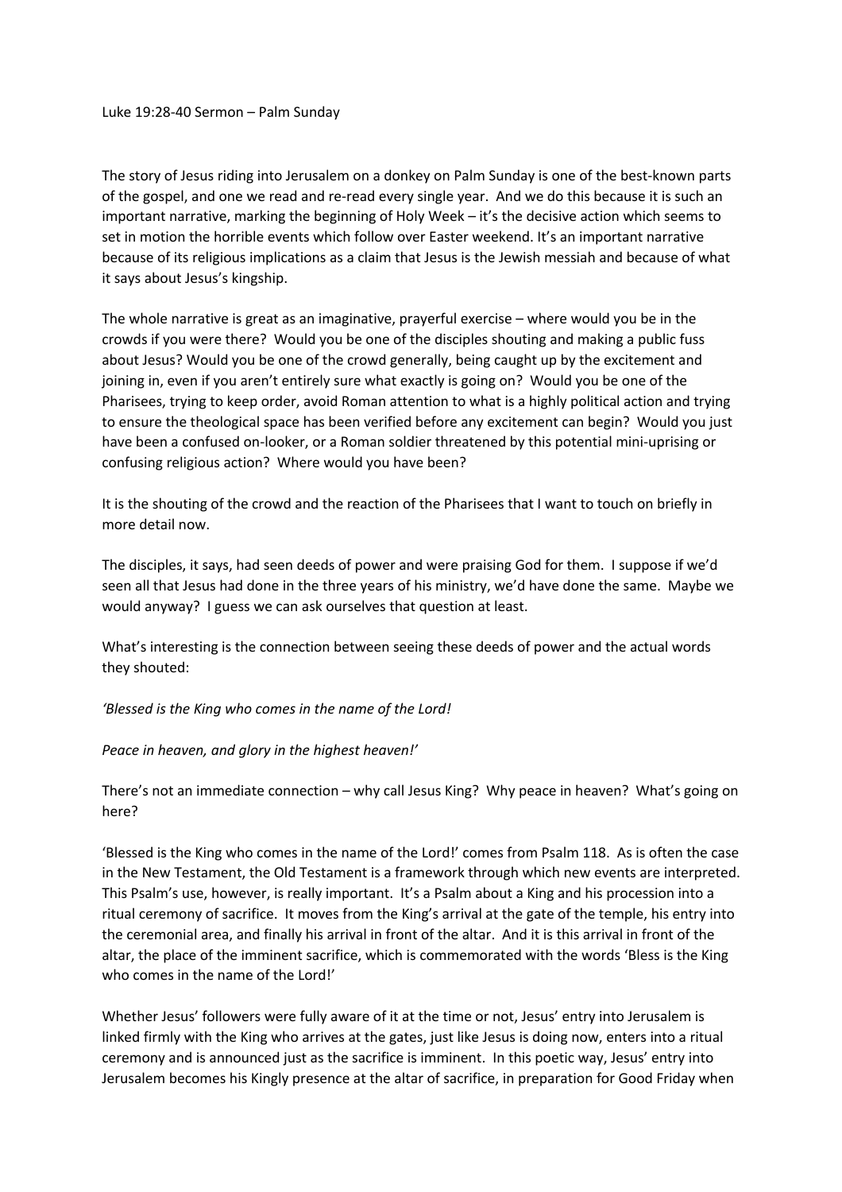Luke 19:28-40 Sermon – Palm Sunday

The story of Jesus riding into Jerusalem on a donkey on Palm Sunday is one of the best-known parts of the gospel, and one we read and re-read every single year. And we do this because it is such an important narrative, marking the beginning of Holy Week – it's the decisive action which seems to set in motion the horrible events which follow over Easter weekend. It's an important narrative because of its religious implications as a claim that Jesus is the Jewish messiah and because of what it says about Jesus's kingship.

The whole narrative is great as an imaginative, prayerful exercise – where would you be in the crowds if you were there? Would you be one of the disciples shouting and making a public fuss about Jesus? Would you be one of the crowd generally, being caught up by the excitement and joining in, even if you aren't entirely sure what exactly is going on? Would you be one of the Pharisees, trying to keep order, avoid Roman attention to what is a highly political action and trying to ensure the theological space has been verified before any excitement can begin? Would you just have been a confused on-looker, or a Roman soldier threatened by this potential mini-uprising or confusing religious action? Where would you have been?

It is the shouting of the crowd and the reaction of the Pharisees that I want to touch on briefly in more detail now.

The disciples, it says, had seen deeds of power and were praising God for them. I suppose if we'd seen all that Jesus had done in the three years of his ministry, we'd have done the same. Maybe we would anyway? I guess we can ask ourselves that question at least.

What's interesting is the connection between seeing these deeds of power and the actual words they shouted:

*'Blessed is the King who comes in the name of the Lord!*

*Peace in heaven, and glory in the highest heaven!'*

There's not an immediate connection – why call Jesus King? Why peace in heaven? What's going on here?

'Blessed is the King who comes in the name of the Lord!' comes from Psalm 118. As is often the case in the New Testament, the Old Testament is a framework through which new events are interpreted. This Psalm's use, however, is really important. It's a Psalm about a King and his procession into a ritual ceremony of sacrifice. It moves from the King's arrival at the gate of the temple, his entry into the ceremonial area, and finally his arrival in front of the altar. And it is this arrival in front of the altar, the place of the imminent sacrifice, which is commemorated with the words 'Bless is the King who comes in the name of the Lord!'

Whether Jesus' followers were fully aware of it at the time or not, Jesus' entry into Jerusalem is linked firmly with the King who arrives at the gates, just like Jesus is doing now, enters into a ritual ceremony and is announced just as the sacrifice is imminent. In this poetic way, Jesus' entry into Jerusalem becomes his Kingly presence at the altar of sacrifice, in preparation for Good Friday when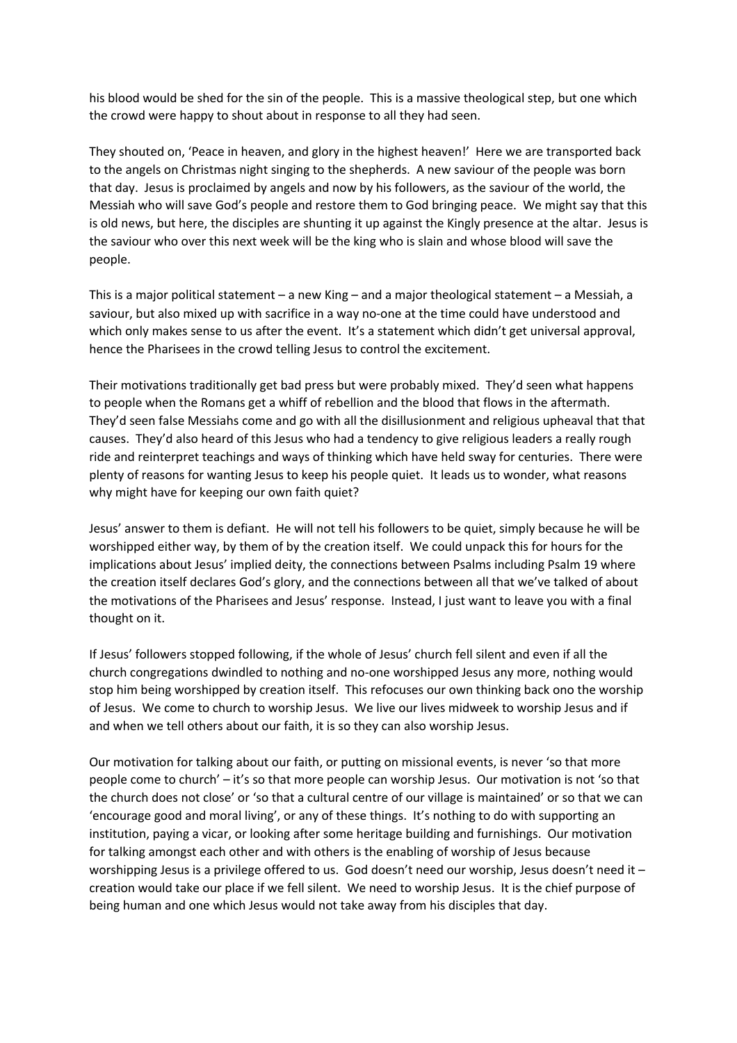his blood would be shed for the sin of the people. This is a massive theological step, but one which the crowd were happy to shout about in response to all they had seen.

They shouted on, 'Peace in heaven, and glory in the highest heaven!' Here we are transported back to the angels on Christmas night singing to the shepherds. A new saviour of the people was born that day. Jesus is proclaimed by angels and now by his followers, as the saviour of the world, the Messiah who will save God's people and restore them to God bringing peace. We might say that this is old news, but here, the disciples are shunting it up against the Kingly presence at the altar. Jesus is the saviour who over this next week will be the king who is slain and whose blood will save the people.

This is a major political statement – a new King – and a major theological statement – a Messiah, a saviour, but also mixed up with sacrifice in a way no-one at the time could have understood and which only makes sense to us after the event. It's a statement which didn't get universal approval, hence the Pharisees in the crowd telling Jesus to control the excitement.

Their motivations traditionally get bad press but were probably mixed. They'd seen what happens to people when the Romans get a whiff of rebellion and the blood that flows in the aftermath. They'd seen false Messiahs come and go with all the disillusionment and religious upheaval that that causes. They'd also heard of this Jesus who had a tendency to give religious leaders a really rough ride and reinterpret teachings and ways of thinking which have held sway for centuries. There were plenty of reasons for wanting Jesus to keep his people quiet. It leads us to wonder, what reasons why might have for keeping our own faith quiet?

Jesus' answer to them is defiant. He will not tell his followers to be quiet, simply because he will be worshipped either way, by them of by the creation itself. We could unpack this for hours for the implications about Jesus' implied deity, the connections between Psalms including Psalm 19 where the creation itself declares God's glory, and the connections between all that we've talked of about the motivations of the Pharisees and Jesus' response. Instead, I just want to leave you with a final thought on it.

If Jesus' followers stopped following, if the whole of Jesus' church fell silent and even if all the church congregations dwindled to nothing and no-one worshipped Jesus any more, nothing would stop him being worshipped by creation itself. This refocuses our own thinking back ono the worship of Jesus. We come to church to worship Jesus. We live our lives midweek to worship Jesus and if and when we tell others about our faith, it is so they can also worship Jesus.

Our motivation for talking about our faith, or putting on missional events, is never 'so that more people come to church' – it's so that more people can worship Jesus. Our motivation is not 'so that the church does not close' or 'so that a cultural centre of our village is maintained' or so that we can 'encourage good and moral living', or any of these things. It's nothing to do with supporting an institution, paying a vicar, or looking after some heritage building and furnishings. Our motivation for talking amongst each other and with others is the enabling of worship of Jesus because worshipping Jesus is a privilege offered to us. God doesn't need our worship, Jesus doesn't need it – creation would take our place if we fell silent. We need to worship Jesus. It is the chief purpose of being human and one which Jesus would not take away from his disciples that day.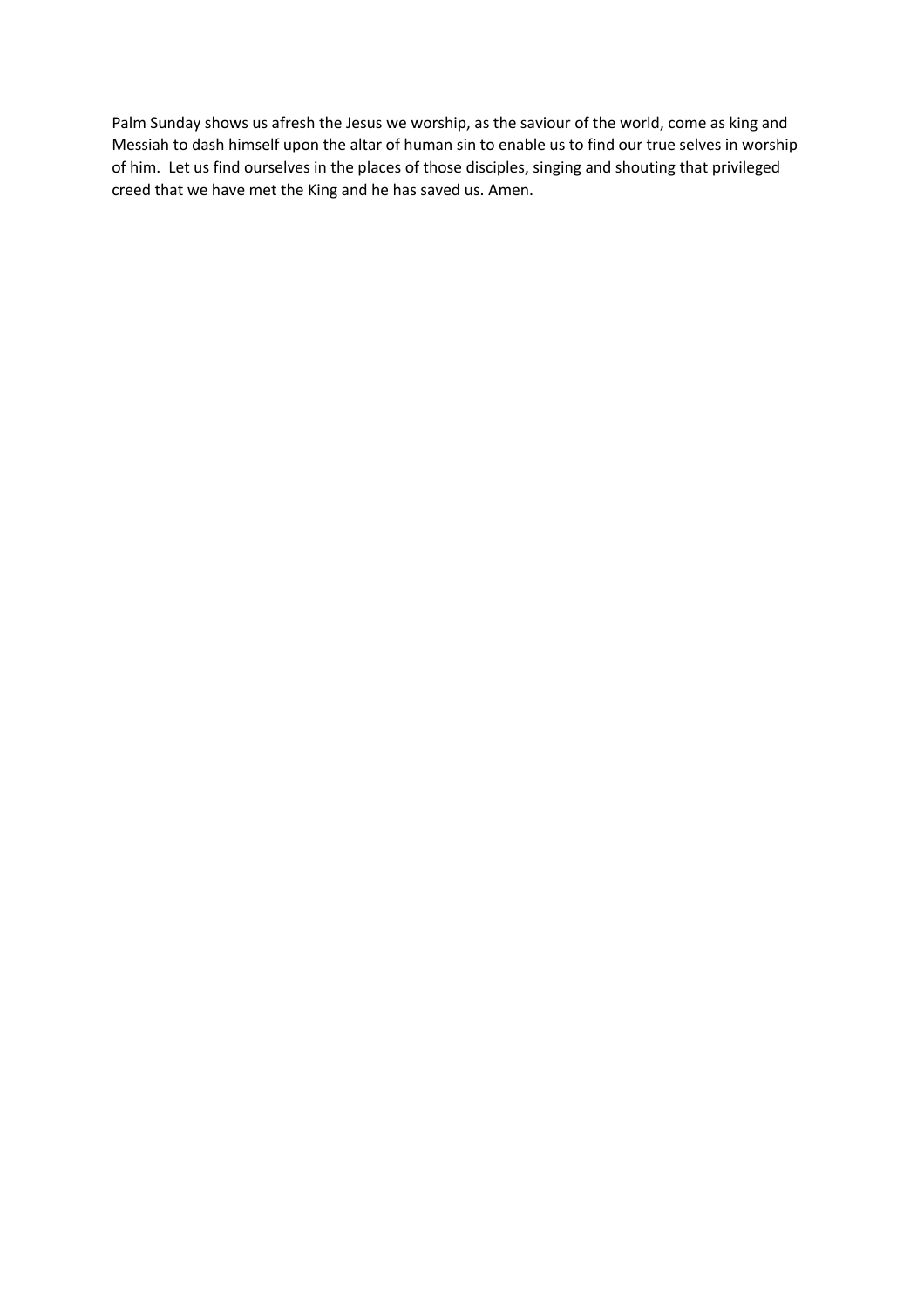Palm Sunday shows us afresh the Jesus we worship, as the saviour of the world, come as king and Messiah to dash himself upon the altar of human sin to enable us to find our true selves in worship of him. Let us find ourselves in the places of those disciples, singing and shouting that privileged creed that we have met the King and he has saved us. Amen.